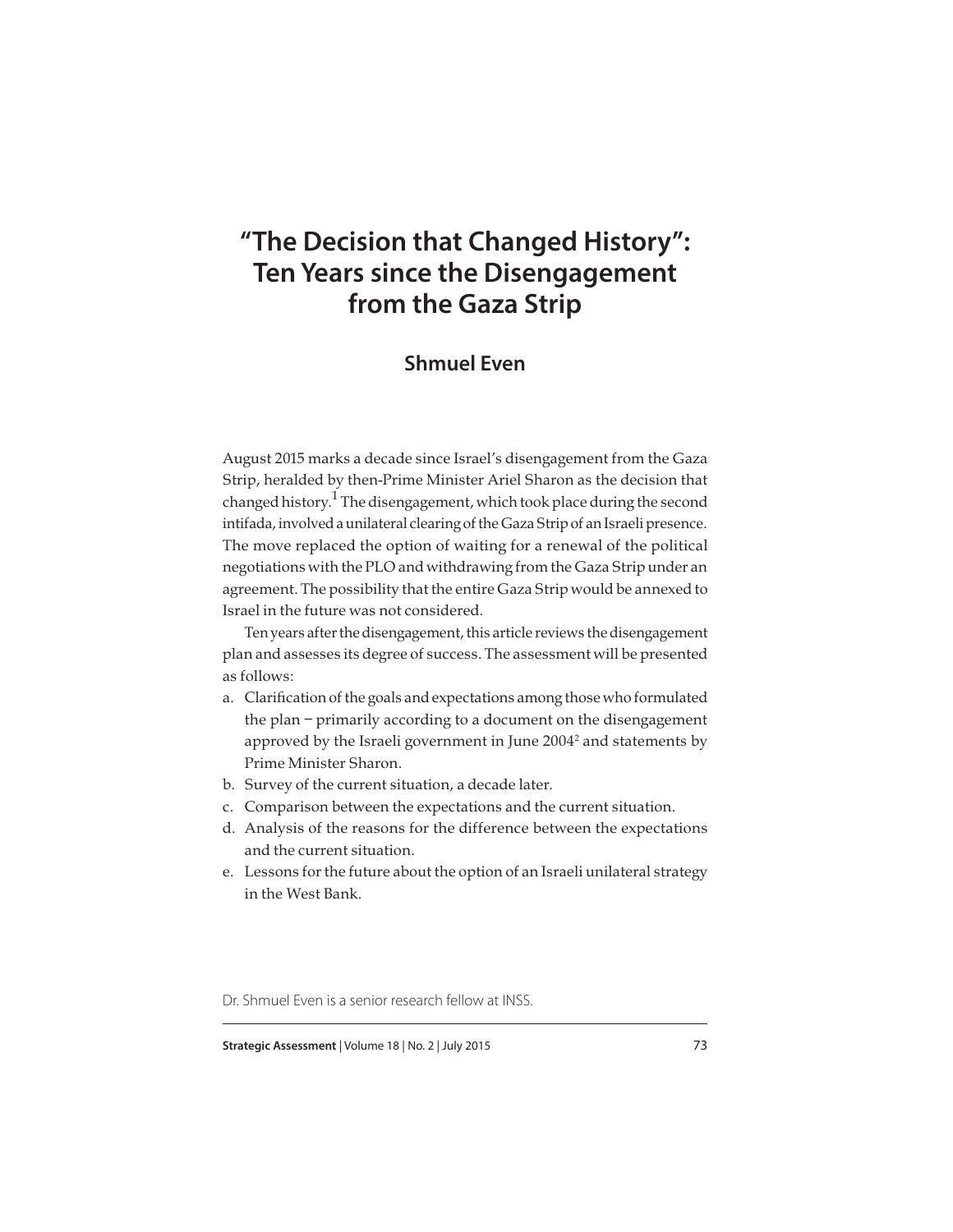# "The Decision that Changed History": Ten Years since the Disengagement from the Gaza Strip

## Shmuel Even

August 2015 marks a decade since Israel's disengagement from the Gaza Strip, heralded by then-Prime Minister Ariel Sharon as the decision that changed history.[1] The disengagement, which took place during the second intifada, involved a unilateral clearing of the Gaza Strip of an Israeli presence. The move replaced the option of waiting for a renewal of the political negotiations with the PLO and withdrawing from the Gaza Strip under an agreement. The possibility that the entire Gaza Strip would be annexed to Israel in the future was not considered.

Ten years after the disengagement, this article reviews the disengagement plan and assesses its degree of success. The assessment will be presented as follows:

a. Clarification of the goals and expectations among those who formulated the plan – primarily according to a document on the disengagement approved by the Israeli government in June 2004[2] and statements by Prime Minister Sharon.
b. Survey of the current situation, a decade later.
c. Comparison between the expectations and the current situation.
d. Analysis of the reasons for the difference between the expectations and the current situation.
e. Lessons for the future about the option of an Israeli unilateral strategy in the West Bank.

Dr. Shmuel Even is a senior research fellow at INSS.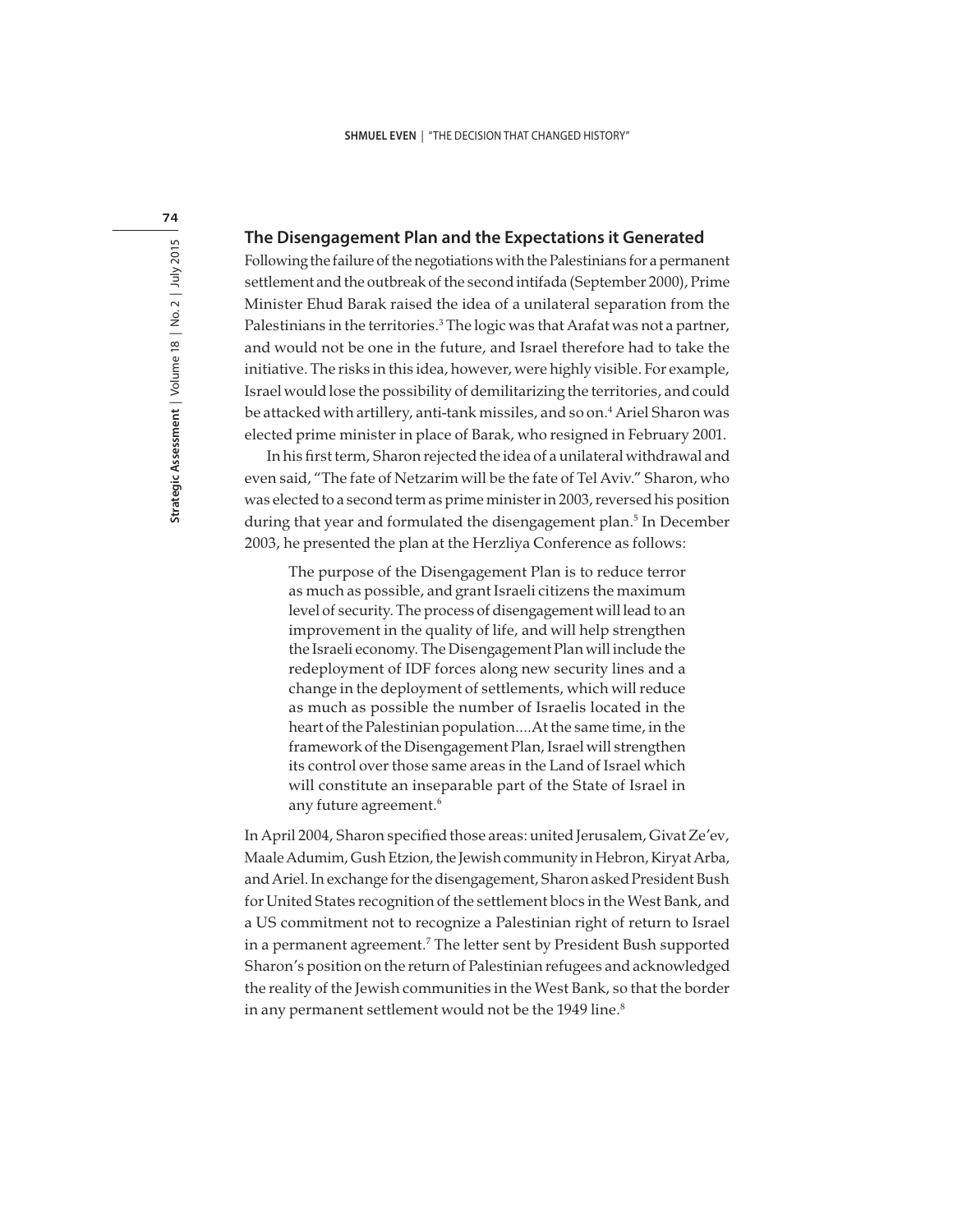## The Disengagement Plan and the Expectations it Generated

Following the failure of the negotiations with the Palestinians for a permanent settlement and the outbreak of the second intifada (September 2000), Prime Minister Ehud Barak raised the idea of a unilateral separation from the Palestinians in the territories.[3] The logic was that Arafat was not a partner, and would not be one in the future, and Israel therefore had to take the initiative. The risks in this idea, however, were highly visible. For example, Israel would lose the possibility of demilitarizing the territories, and could be attacked with artillery, anti-tank missiles, and so on.[4] Ariel Sharon was elected prime minister in place of Barak, who resigned in February 2001.

In his first term, Sharon rejected the idea of a unilateral withdrawal and even said, "The fate of Netzarim will be the fate of Tel Aviv." Sharon, who was elected to a second term as prime minister in 2003, reversed his position during that year and formulated the disengagement plan.[5] In December 2003, he presented the plan at the Herzliya Conference as follows:

> The purpose of the Disengagement Plan is to reduce terror as much as possible, and grant Israeli citizens the maximum level of security. The process of disengagement will lead to an improvement in the quality of life, and will help strengthen the Israeli economy. The Disengagement Plan will include the redeployment of IDF forces along new security lines and a change in the deployment of settlements, which will reduce as much as possible the number of Israelis located in the heart of the Palestinian population....At the same time, in the framework of the Disengagement Plan, Israel will strengthen its control over those same areas in the Land of Israel which will constitute an inseparable part of the State of Israel in any future agreement.[6]

In April 2004, Sharon specified those areas: united Jerusalem, Givat Ze'ev, Maale Adumim, Gush Etzion, the Jewish community in Hebron, Kiryat Arba, and Ariel. In exchange for the disengagement, Sharon asked President Bush for United States recognition of the settlement blocs in the West Bank, and a US commitment not to recognize a Palestinian right of return to Israel in a permanent agreement.[7] The letter sent by President Bush supported Sharon's position on the return of Palestinian refugees and acknowledged the reality of the Jewish communities in the West Bank, so that the border in any permanent settlement would not be the 1949 line.[8]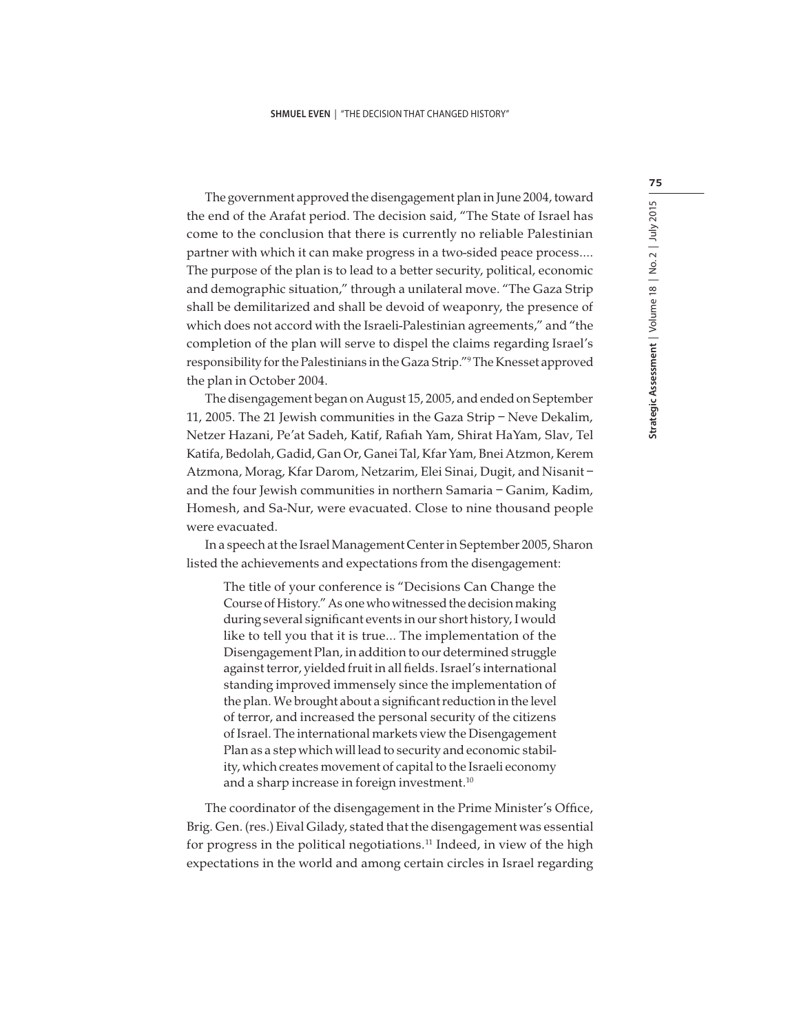The government approved the disengagement plan in June 2004, toward the end of the Arafat period. The decision said, "The State of Israel has come to the conclusion that there is currently no reliable Palestinian partner with which it can make progress in a two-sided peace process.... The purpose of the plan is to lead to a better security, political, economic and demographic situation," through a unilateral move. "The Gaza Strip shall be demilitarized and shall be devoid of weaponry, the presence of which does not accord with the Israeli-Palestinian agreements," and "the completion of the plan will serve to dispel the claims regarding Israel's responsibility for the Palestinians in the Gaza Strip."[9] The Knesset approved the plan in October 2004.

The disengagement began on August 15, 2005, and ended on September 11, 2005. The 21 Jewish communities in the Gaza Strip – Neve Dekalim, Netzer Hazani, Pe'at Sadeh, Katif, Rafiah Yam, Shirat HaYam, Slav, Tel Katifa, Bedolah, Gadid, Gan Or, Ganei Tal, Kfar Yam, Bnei Atzmon, Kerem Atzmona, Morag, Kfar Darom, Netzarim, Elei Sinai, Dugit, and Nisanit – and the four Jewish communities in northern Samaria – Ganim, Kadim, Homesh, and Sa-Nur, were evacuated. Close to nine thousand people were evacuated.

In a speech at the Israel Management Center in September 2005, Sharon listed the achievements and expectations from the disengagement:

> The title of your conference is "Decisions Can Change the Course of History." As one who witnessed the decision making during several significant events in our short history, I would like to tell you that it is true... The implementation of the Disengagement Plan, in addition to our determined struggle against terror, yielded fruit in all fields. Israel's international standing improved immensely since the implementation of the plan. We brought about a significant reduction in the level of terror, and increased the personal security of the citizens of Israel. The international markets view the Disengagement Plan as a step which will lead to security and economic stability, which creates movement of capital to the Israeli economy and a sharp increase in foreign investment.[10]

The coordinator of the disengagement in the Prime Minister's Office, Brig. Gen. (res.) Eival Gilady, stated that the disengagement was essential for progress in the political negotiations.[11] Indeed, in view of the high expectations in the world and among certain circles in Israel regarding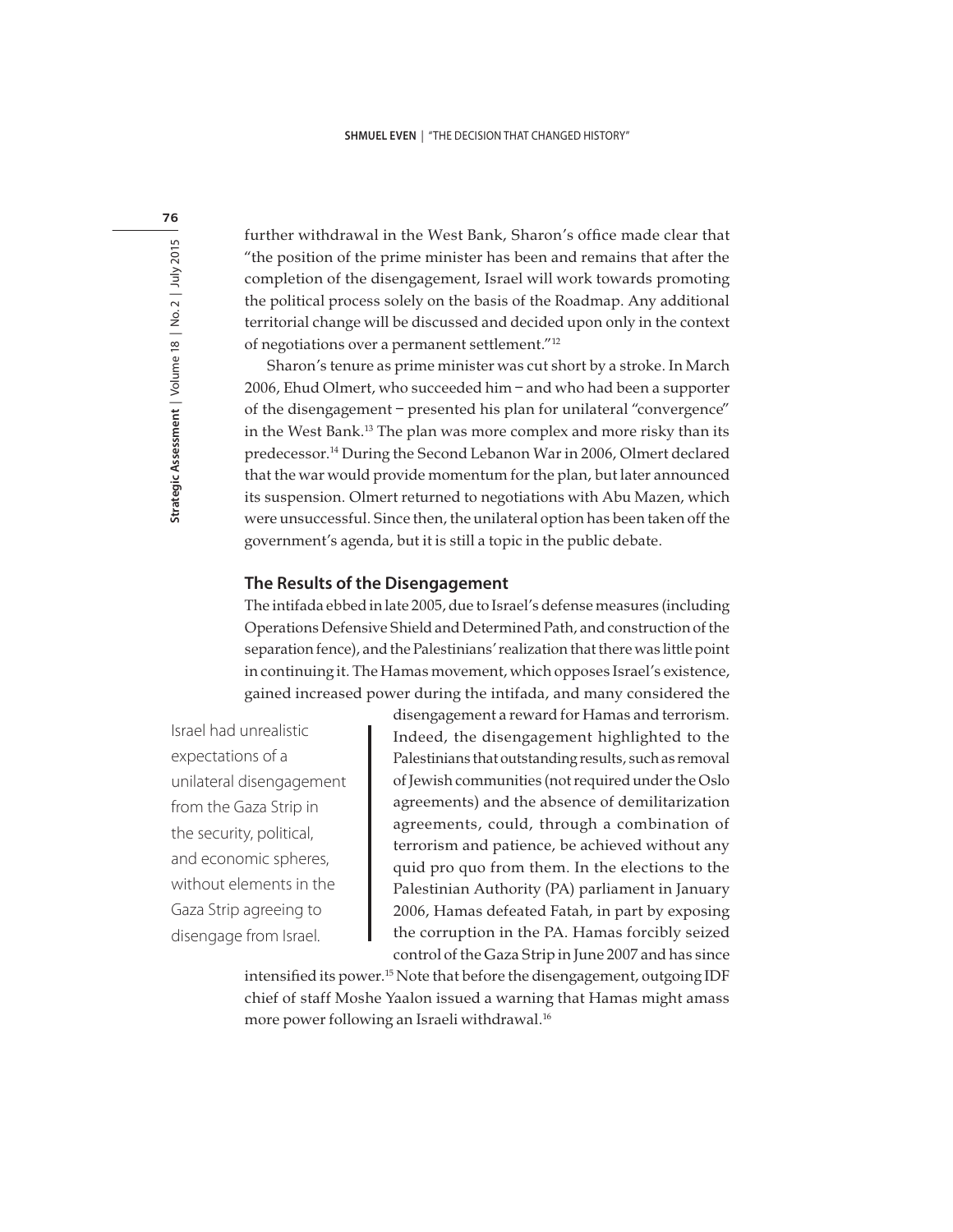further withdrawal in the West Bank, Sharon's office made clear that "the position of the prime minister has been and remains that after the completion of the disengagement, Israel will work towards promoting the political process solely on the basis of the Roadmap. Any additional territorial change will be discussed and decided upon only in the context of negotiations over a permanent settlement."[12]

Sharon's tenure as prime minister was cut short by a stroke. In March 2006, Ehud Olmert, who succeeded him – and who had been a supporter of the disengagement – presented his plan for unilateral "convergence" in the West Bank.[13] The plan was more complex and more risky than its predecessor.[14] During the Second Lebanon War in 2006, Olmert declared that the war would provide momentum for the plan, but later announced its suspension. Olmert returned to negotiations with Abu Mazen, which were unsuccessful. Since then, the unilateral option has been taken off the government's agenda, but it is still a topic in the public debate.

## The Results of the Disengagement

The intifada ebbed in late 2005, due to Israel's defense measures (including Operations Defensive Shield and Determined Path, and construction of the separation fence), and the Palestinians' realization that there was little point in continuing it. The Hamas movement, which opposes Israel's existence, gained increased power during the intifada, and many considered the disengagement a reward for Hamas and terrorism. Indeed, the disengagement highlighted to the Palestinians that outstanding results, such as removal of Jewish communities (not required under the Oslo agreements) and the absence of demilitarization agreements, could, through a combination of terrorism and patience, be achieved without any quid pro quo from them. In the elections to the Palestinian Authority (PA) parliament in January 2006, Hamas defeated Fatah, in part by exposing the corruption in the PA. Hamas forcibly seized control of the Gaza Strip in June 2007 and has since intensified its power.[15] Note that before the disengagement, outgoing IDF chief of staff Moshe Yaalon issued a warning that Hamas might amass more power following an Israeli withdrawal.[16]

> Israel had unrealistic expectations of a unilateral disengagement from the Gaza Strip in the security, political, and economic spheres, without elements in the Gaza Strip agreeing to disengage from Israel.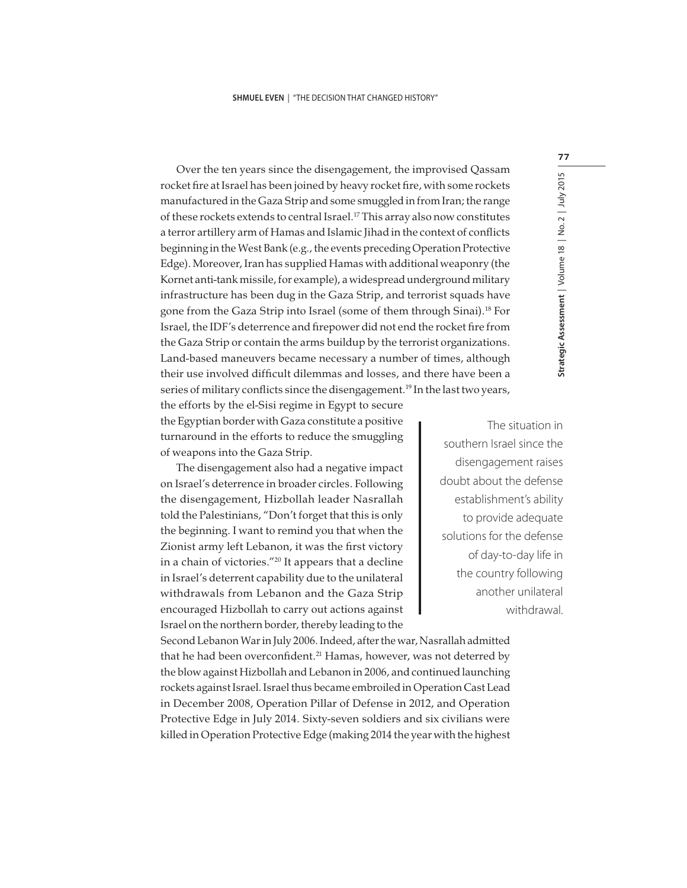Over the ten years since the disengagement, the improvised Qassam rocket fire at Israel has been joined by heavy rocket fire, with some rockets manufactured in the Gaza Strip and some smuggled in from Iran; the range of these rockets extends to central Israel.[17] This array also now constitutes a terror artillery arm of Hamas and Islamic Jihad in the context of conflicts beginning in the West Bank (e.g., the events preceding Operation Protective Edge). Moreover, Iran has supplied Hamas with additional weaponry (the Kornet anti-tank missile, for example), a widespread underground military infrastructure has been dug in the Gaza Strip, and terrorist squads have gone from the Gaza Strip into Israel (some of them through Sinai).[18] For Israel, the IDF's deterrence and firepower did not end the rocket fire from the Gaza Strip or contain the arms buildup by the terrorist organizations. Land-based maneuvers became necessary a number of times, although their use involved difficult dilemmas and losses, and there have been a series of military conflicts since the disengagement.[19] In the last two years, the efforts by the el-Sisi regime in Egypt to secure the Egyptian border with Gaza constitute a positive turnaround in the efforts to reduce the smuggling of weapons into the Gaza Strip.

> The situation in southern Israel since the disengagement raises doubt about the defense establishment's ability to provide adequate solutions for the defense of day-to-day life in the country following another unilateral withdrawal.

The disengagement also had a negative impact on Israel's deterrence in broader circles. Following the disengagement, Hizbollah leader Nasrallah told the Palestinians, "Don't forget that this is only the beginning. I want to remind you that when the Zionist army left Lebanon, it was the first victory in a chain of victories."[20] It appears that a decline in Israel's deterrent capability due to the unilateral withdrawals from Lebanon and the Gaza Strip encouraged Hizbollah to carry out actions against Israel on the northern border, thereby leading to the Second Lebanon War in July 2006. Indeed, after the war, Nasrallah admitted that he had been overconfident.[21] Hamas, however, was not deterred by the blow against Hizbollah and Lebanon in 2006, and continued launching rockets against Israel. Israel thus became embroiled in Operation Cast Lead in December 2008, Operation Pillar of Defense in 2012, and Operation Protective Edge in July 2014. Sixty-seven soldiers and six civilians were killed in Operation Protective Edge (making 2014 the year with the highest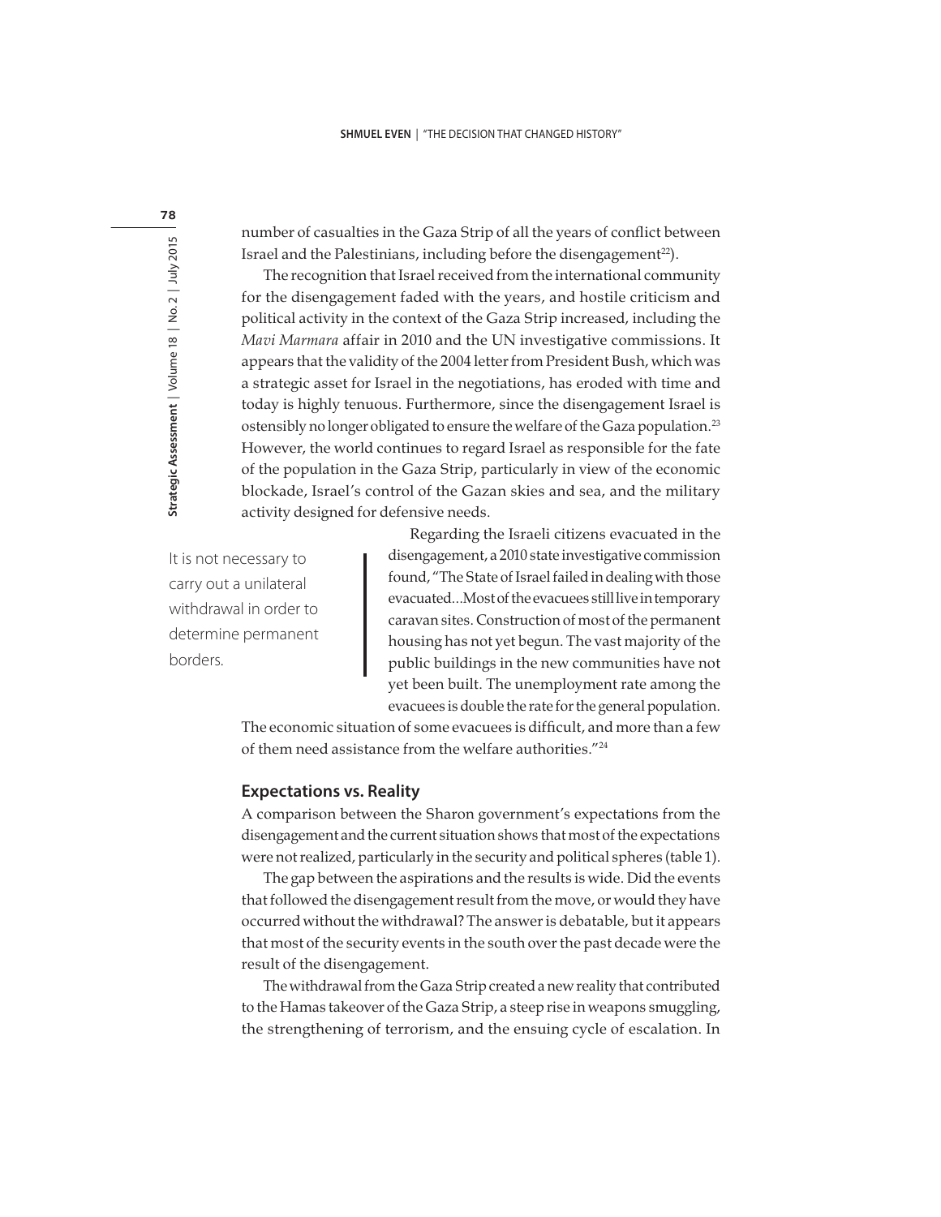number of casualties in the Gaza Strip of all the years of conflict between Israel and the Palestinians, including before the disengagement[22]).

The recognition that Israel received from the international community for the disengagement faded with the years, and hostile criticism and political activity in the context of the Gaza Strip increased, including the *Mavi Marmara* affair in 2010 and the UN investigative commissions. It appears that the validity of the 2004 letter from President Bush, which was a strategic asset for Israel in the negotiations, has eroded with time and today is highly tenuous. Furthermore, since the disengagement Israel is ostensibly no longer obligated to ensure the welfare of the Gaza population.[23] However, the world continues to regard Israel as responsible for the fate of the population in the Gaza Strip, particularly in view of the economic blockade, Israel's control of the Gazan skies and sea, and the military activity designed for defensive needs.

> It is not necessary to carry out a unilateral withdrawal in order to determine permanent borders.

Regarding the Israeli citizens evacuated in the disengagement, a 2010 state investigative commission found, "The State of Israel failed in dealing with those evacuated...Most of the evacuees still live in temporary caravan sites. Construction of most of the permanent housing has not yet begun. The vast majority of the public buildings in the new communities have not yet been built. The unemployment rate among the evacuees is double the rate for the general population. The economic situation of some evacuees is difficult, and more than a few of them need assistance from the welfare authorities."[24]

## Expectations vs. Reality

A comparison between the Sharon government's expectations from the disengagement and the current situation shows that most of the expectations were not realized, particularly in the security and political spheres (table 1).

The gap between the aspirations and the results is wide. Did the events that followed the disengagement result from the move, or would they have occurred without the withdrawal? The answer is debatable, but it appears that most of the security events in the south over the past decade were the result of the disengagement.

The withdrawal from the Gaza Strip created a new reality that contributed to the Hamas takeover of the Gaza Strip, a steep rise in weapons smuggling, the strengthening of terrorism, and the ensuing cycle of escalation. In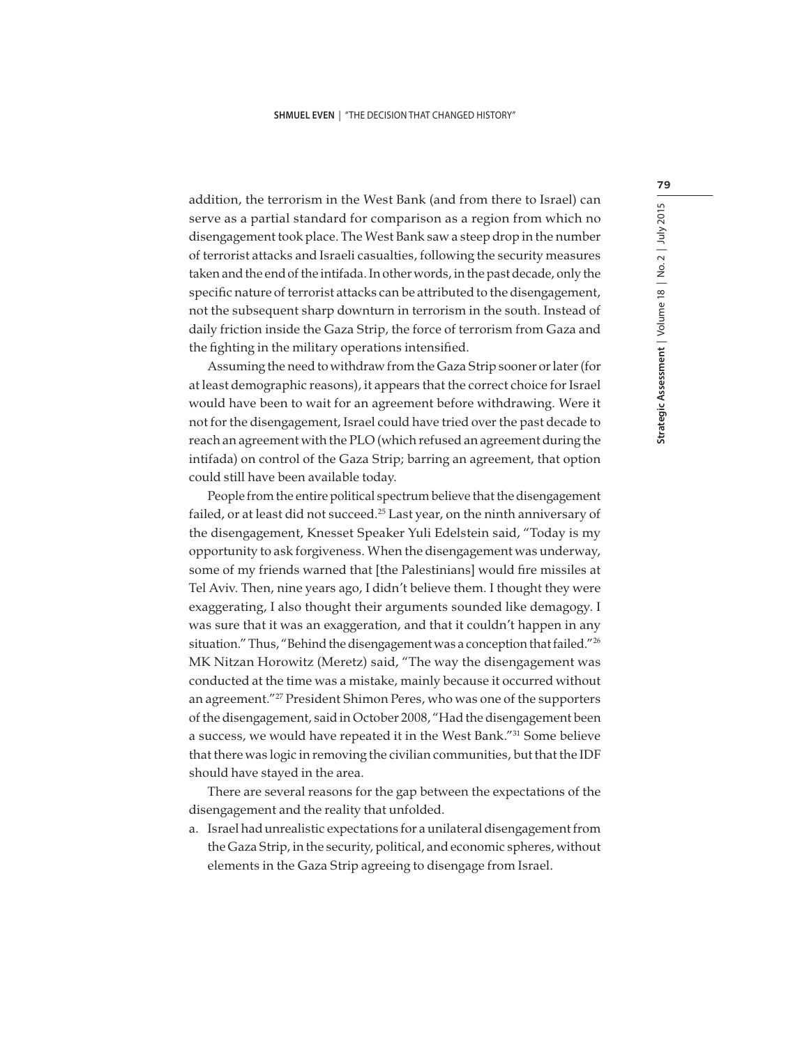addition, the terrorism in the West Bank (and from there to Israel) can serve as a partial standard for comparison as a region from which no disengagement took place. The West Bank saw a steep drop in the number of terrorist attacks and Israeli casualties, following the security measures taken and the end of the intifada. In other words, in the past decade, only the specific nature of terrorist attacks can be attributed to the disengagement, not the subsequent sharp downturn in terrorism in the south. Instead of daily friction inside the Gaza Strip, the force of terrorism from Gaza and the fighting in the military operations intensified.

Assuming the need to withdraw from the Gaza Strip sooner or later (for at least demographic reasons), it appears that the correct choice for Israel would have been to wait for an agreement before withdrawing. Were it not for the disengagement, Israel could have tried over the past decade to reach an agreement with the PLO (which refused an agreement during the intifada) on control of the Gaza Strip; barring an agreement, that option could still have been available today.

People from the entire political spectrum believe that the disengagement failed, or at least did not succeed.[25] Last year, on the ninth anniversary of the disengagement, Knesset Speaker Yuli Edelstein said, "Today is my opportunity to ask forgiveness. When the disengagement was underway, some of my friends warned that [the Palestinians] would fire missiles at Tel Aviv. Then, nine years ago, I didn't believe them. I thought they were exaggerating, I also thought their arguments sounded like demagogy. I was sure that it was an exaggeration, and that it couldn't happen in any situation." Thus, "Behind the disengagement was a conception that failed."[26] MK Nitzan Horowitz (Meretz) said, "The way the disengagement was conducted at the time was a mistake, mainly because it occurred without an agreement."[27] President Shimon Peres, who was one of the supporters of the disengagement, said in October 2008, "Had the disengagement been a success, we would have repeated it in the West Bank."[31] Some believe that there was logic in removing the civilian communities, but that the IDF should have stayed in the area.

There are several reasons for the gap between the expectations of the disengagement and the reality that unfolded.

a. Israel had unrealistic expectations for a unilateral disengagement from the Gaza Strip, in the security, political, and economic spheres, without elements in the Gaza Strip agreeing to disengage from Israel.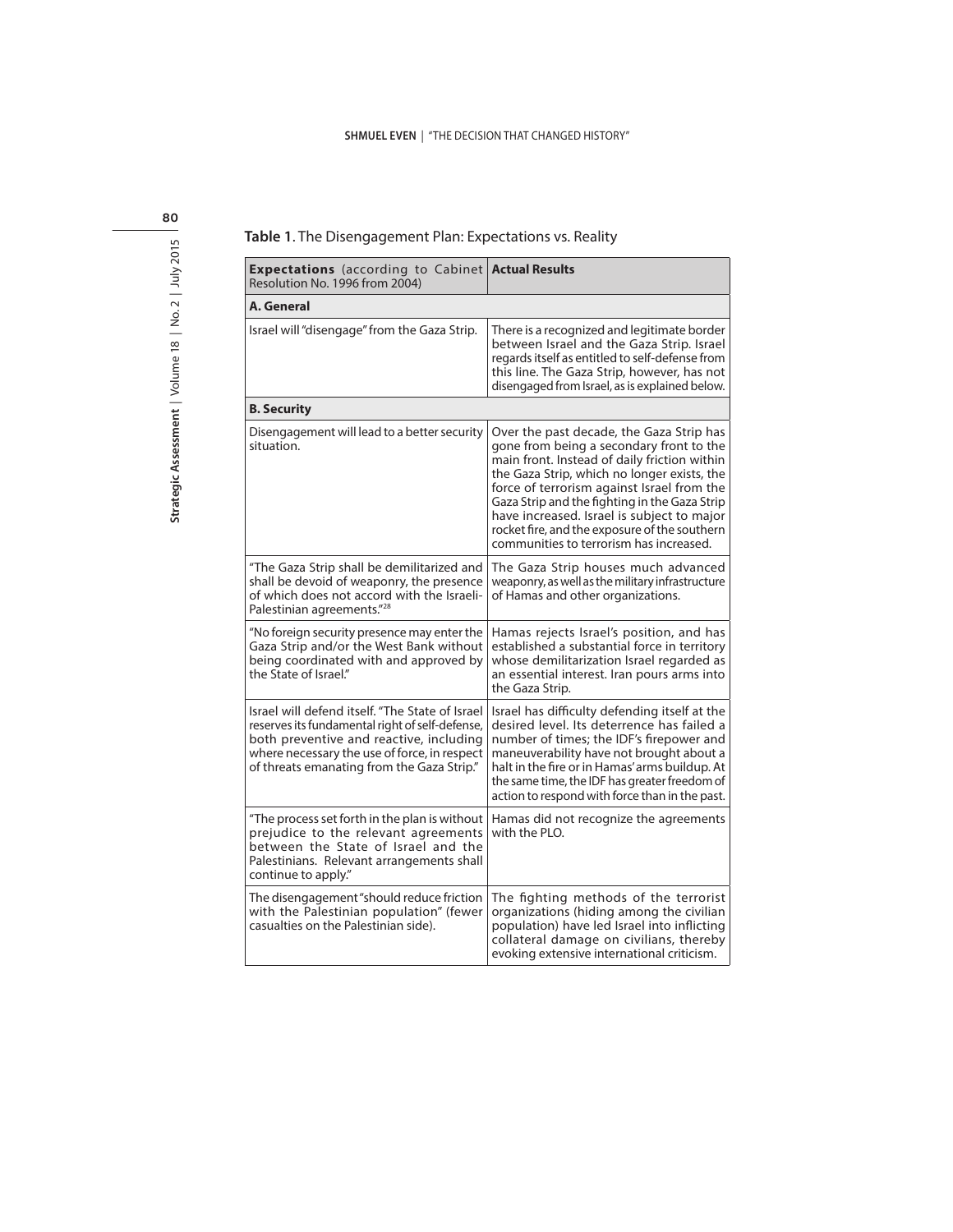**Table 1**. The Disengagement Plan: Expectations vs. Reality

| **Expectations** (according to Cabinet Resolution No. 1996 from 2004) | **Actual Results** |
|---|---|
| **A. General** | |
| Israel will "disengage" from the Gaza Strip. | There is a recognized and legitimate border between Israel and the Gaza Strip. Israel regards itself as entitled to self-defense from this line. The Gaza Strip, however, has not disengaged from Israel, as is explained below. |
| **B. Security** | |
| Disengagement will lead to a better security situation. | Over the past decade, the Gaza Strip has gone from being a secondary front to the main front. Instead of daily friction within the Gaza Strip, which no longer exists, the force of terrorism against Israel from the Gaza Strip and the fighting in the Gaza Strip have increased. Israel is subject to major rocket fire, and the exposure of the southern communities to terrorism has increased. |
| "The Gaza Strip shall be demilitarized and shall be devoid of weaponry, the presence of which does not accord with the Israeli-Palestinian agreements."[28] | The Gaza Strip houses much advanced weaponry, as well as the military infrastructure of Hamas and other organizations. |
| "No foreign security presence may enter the Gaza Strip and/or the West Bank without being coordinated with and approved by the State of Israel." | Hamas rejects Israel's position, and has established a substantial force in territory whose demilitarization Israel regarded as an essential interest. Iran pours arms into the Gaza Strip. |
| Israel will defend itself. "The State of Israel reserves its fundamental right of self-defense, both preventive and reactive, including where necessary the use of force, in respect of threats emanating from the Gaza Strip." | Israel has difficulty defending itself at the desired level. Its deterrence has failed a number of times; the IDF's firepower and maneuverability have not brought about a halt in the fire or in Hamas' arms buildup. At the same time, the IDF has greater freedom of action to respond with force than in the past. |
| "The process set forth in the plan is without prejudice to the relevant agreements between the State of Israel and the Palestinians. Relevant arrangements shall continue to apply." | Hamas did not recognize the agreements with the PLO. |
| The disengagement "should reduce friction with the Palestinian population" (fewer casualties on the Palestinian side). | The fighting methods of the terrorist organizations (hiding among the civilian population) have led Israel into inflicting collateral damage on civilians, thereby evoking extensive international criticism. |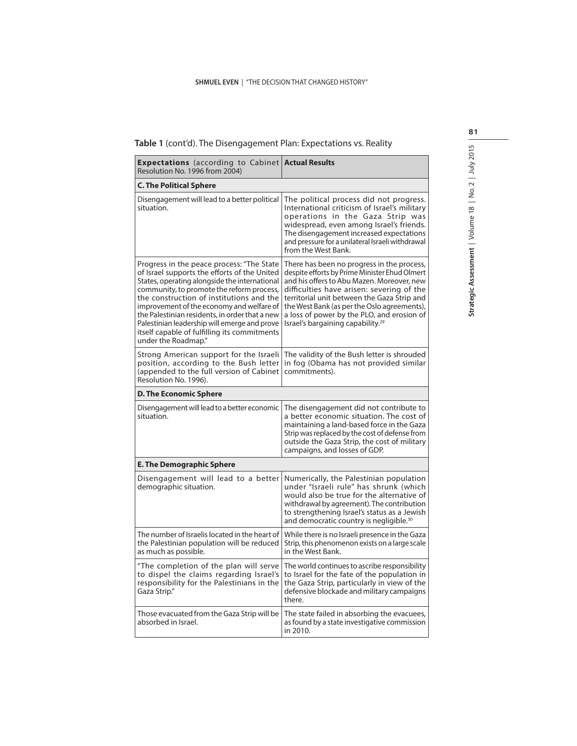**Table 1** (cont'd). The Disengagement Plan: Expectations vs. Reality

| **Expectations** (according to Cabinet Resolution No. 1996 from 2004) | **Actual Results** |
|---|---|
| **C. The Political Sphere** | |
| Disengagement will lead to a better political situation. | The political process did not progress. International criticism of Israel's military operations in the Gaza Strip was widespread, even among Israel's friends. The disengagement increased expectations and pressure for a unilateral Israeli withdrawal from the West Bank. |
| Progress in the peace process: "The State of Israel supports the efforts of the United States, operating alongside the international community, to promote the reform process, the construction of institutions and the improvement of the economy and welfare of the Palestinian residents, in order that a new Palestinian leadership will emerge and prove itself capable of fulfilling its commitments under the Roadmap." | There has been no progress in the process, despite efforts by Prime Minister Ehud Olmert and his offers to Abu Mazen. Moreover, new difficulties have arisen: severing of the territorial unit between the Gaza Strip and the West Bank (as per the Oslo agreements), a loss of power by the PLO, and erosion of Israel's bargaining capability.[29] |
| Strong American support for the Israeli position, according to the Bush letter (appended to the full version of Cabinet Resolution No. 1996). | The validity of the Bush letter is shrouded in fog (Obama has not provided similar commitments). |
| **D. The Economic Sphere** | |
| Disengagement will lead to a better economic situation. | The disengagement did not contribute to a better economic situation. The cost of maintaining a land-based force in the Gaza Strip was replaced by the cost of defense from outside the Gaza Strip, the cost of military campaigns, and losses of GDP. |
| **E. The Demographic Sphere** | |
| Disengagement will lead to a better demographic situation. | Numerically, the Palestinian population under "Israeli rule" has shrunk (which would also be true for the alternative of withdrawal by agreement). The contribution to strengthening Israel's status as a Jewish and democratic country is negligible.[30] |
| The number of Israelis located in the heart of the Palestinian population will be reduced as much as possible. | While there is no Israeli presence in the Gaza Strip, this phenomenon exists on a large scale in the West Bank. |
| "The completion of the plan will serve to dispel the claims regarding Israel's responsibility for the Palestinians in the Gaza Strip." | The world continues to ascribe responsibility to Israel for the fate of the population in the Gaza Strip, particularly in view of the defensive blockade and military campaigns there. |
| Those evacuated from the Gaza Strip will be absorbed in Israel. | The state failed in absorbing the evacuees, as found by a state investigative commission in 2010. |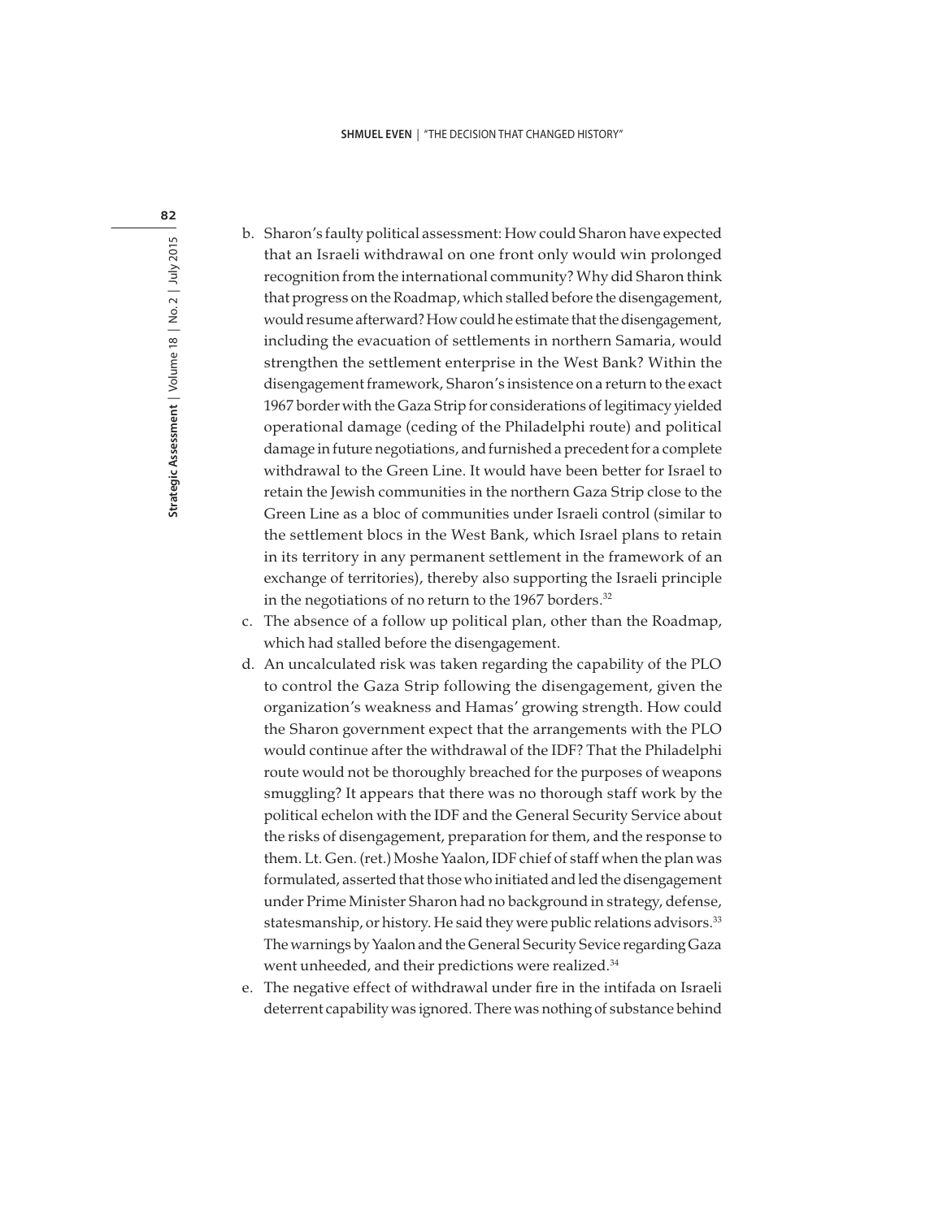b. Sharon's faulty political assessment: How could Sharon have expected that an Israeli withdrawal on one front only would win prolonged recognition from the international community? Why did Sharon think that progress on the Roadmap, which stalled before the disengagement, would resume afterward? How could he estimate that the disengagement, including the evacuation of settlements in northern Samaria, would strengthen the settlement enterprise in the West Bank? Within the disengagement framework, Sharon's insistence on a return to the exact 1967 border with the Gaza Strip for considerations of legitimacy yielded operational damage (ceding of the Philadelphi route) and political damage in future negotiations, and furnished a precedent for a complete withdrawal to the Green Line. It would have been better for Israel to retain the Jewish communities in the northern Gaza Strip close to the Green Line as a bloc of communities under Israeli control (similar to the settlement blocs in the West Bank, which Israel plans to retain in its territory in any permanent settlement in the framework of an exchange of territories), thereby also supporting the Israeli principle in the negotiations of no return to the 1967 borders.[32]

c. The absence of a follow up political plan, other than the Roadmap, which had stalled before the disengagement.

d. An uncalculated risk was taken regarding the capability of the PLO to control the Gaza Strip following the disengagement, given the organization's weakness and Hamas' growing strength. How could the Sharon government expect that the arrangements with the PLO would continue after the withdrawal of the IDF? That the Philadelphi route would not be thoroughly breached for the purposes of weapons smuggling? It appears that there was no thorough staff work by the political echelon with the IDF and the General Security Service about the risks of disengagement, preparation for them, and the response to them. Lt. Gen. (ret.) Moshe Yaalon, IDF chief of staff when the plan was formulated, asserted that those who initiated and led the disengagement under Prime Minister Sharon had no background in strategy, defense, statesmanship, or history. He said they were public relations advisors.[33] The warnings by Yaalon and the General Security Sevice regarding Gaza went unheeded, and their predictions were realized.[34]

e. The negative effect of withdrawal under fire in the intifada on Israeli deterrent capability was ignored. There was nothing of substance behind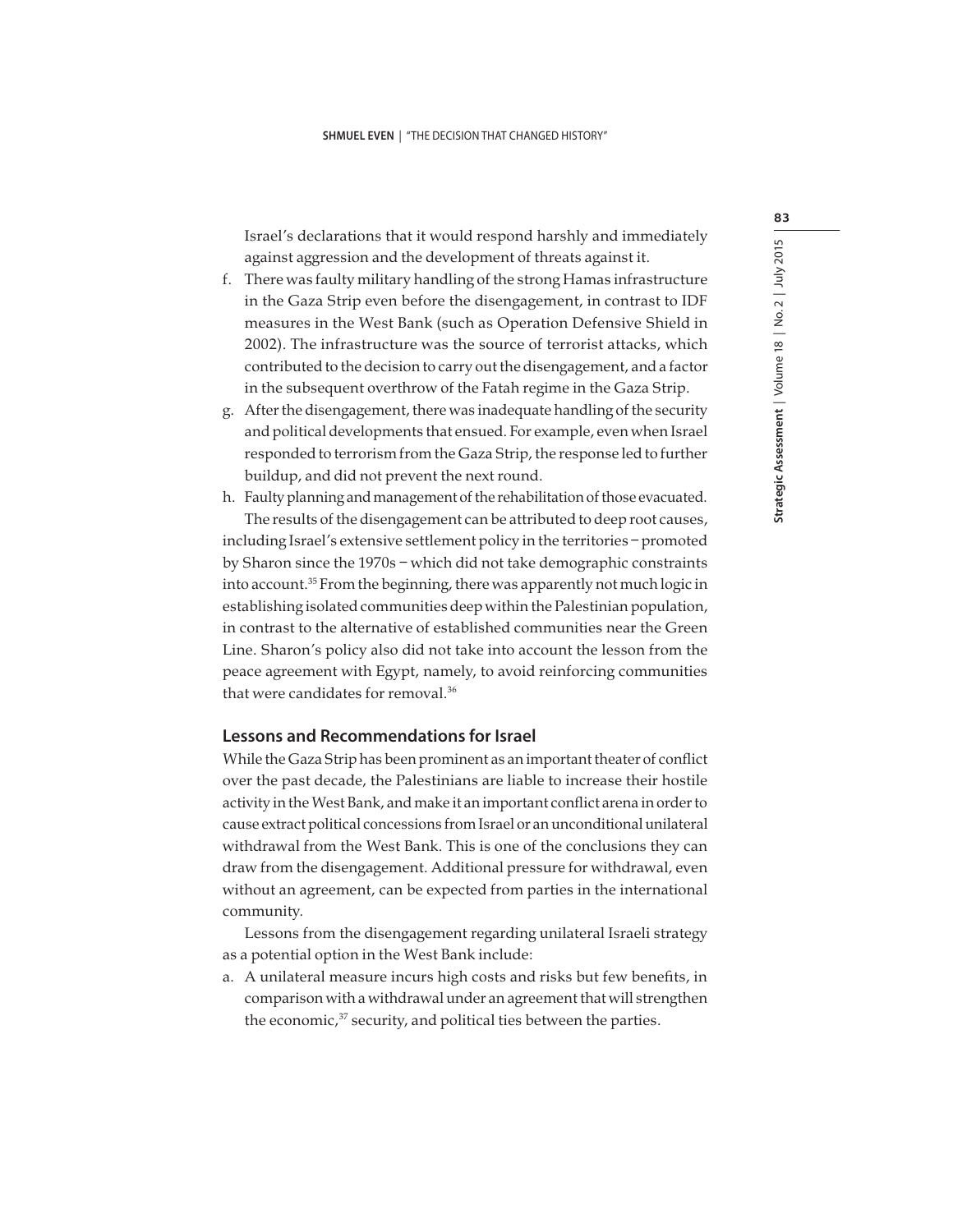Israel's declarations that it would respond harshly and immediately against aggression and the development of threats against it.

f. There was faulty military handling of the strong Hamas infrastructure in the Gaza Strip even before the disengagement, in contrast to IDF measures in the West Bank (such as Operation Defensive Shield in 2002). The infrastructure was the source of terrorist attacks, which contributed to the decision to carry out the disengagement, and a factor in the subsequent overthrow of the Fatah regime in the Gaza Strip.
g. After the disengagement, there was inadequate handling of the security and political developments that ensued. For example, even when Israel responded to terrorism from the Gaza Strip, the response led to further buildup, and did not prevent the next round.
h. Faulty planning and management of the rehabilitation of those evacuated.

The results of the disengagement can be attributed to deep root causes, including Israel's extensive settlement policy in the territories – promoted by Sharon since the 1970s – which did not take demographic constraints into account.[35] From the beginning, there was apparently not much logic in establishing isolated communities deep within the Palestinian population, in contrast to the alternative of established communities near the Green Line. Sharon's policy also did not take into account the lesson from the peace agreement with Egypt, namely, to avoid reinforcing communities that were candidates for removal.[36]

## Lessons and Recommendations for Israel

While the Gaza Strip has been prominent as an important theater of conflict over the past decade, the Palestinians are liable to increase their hostile activity in the West Bank, and make it an important conflict arena in order to cause extract political concessions from Israel or an unconditional unilateral withdrawal from the West Bank. This is one of the conclusions they can draw from the disengagement. Additional pressure for withdrawal, even without an agreement, can be expected from parties in the international community.

Lessons from the disengagement regarding unilateral Israeli strategy as a potential option in the West Bank include:

a. A unilateral measure incurs high costs and risks but few benefits, in comparison with a withdrawal under an agreement that will strengthen the economic,[37] security, and political ties between the parties.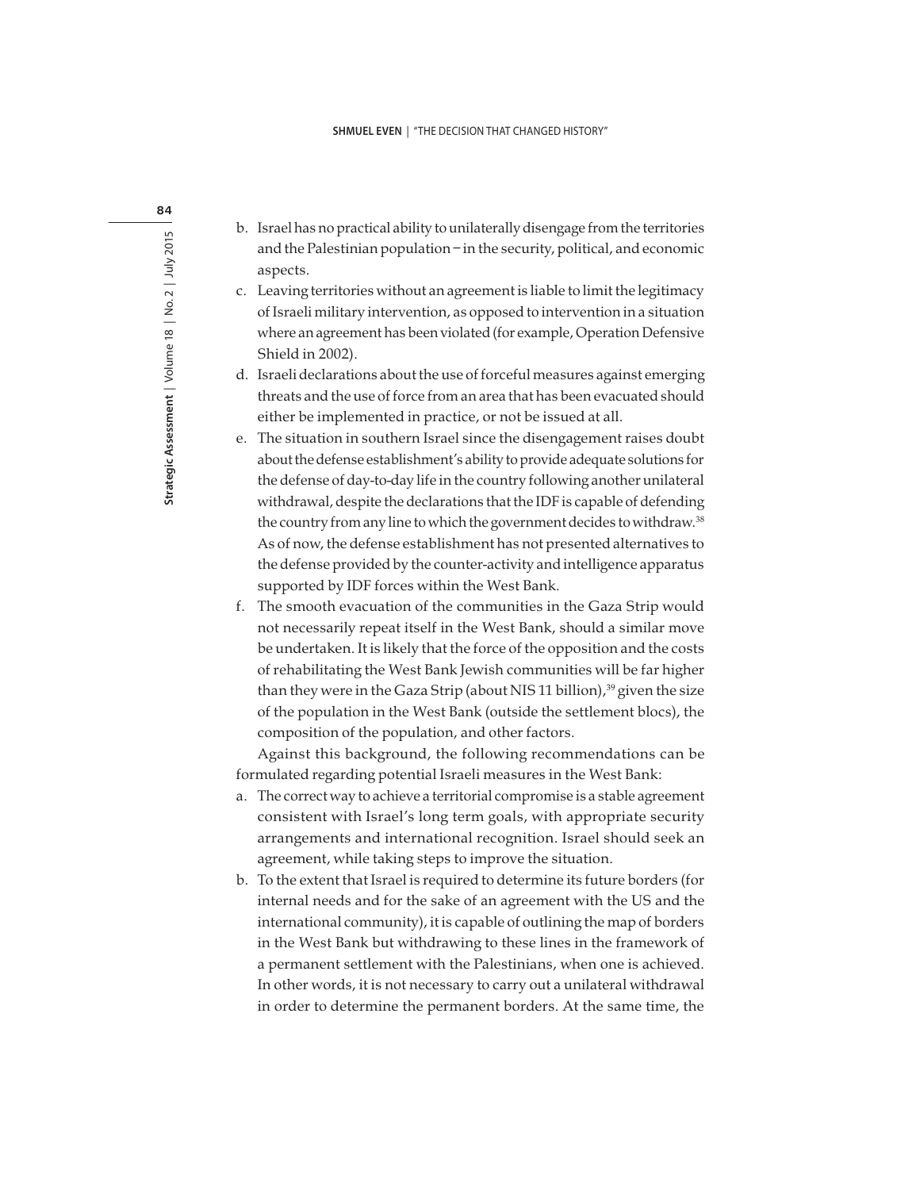b. Israel has no practical ability to unilaterally disengage from the territories and the Palestinian population – in the security, political, and economic aspects.
c. Leaving territories without an agreement is liable to limit the legitimacy of Israeli military intervention, as opposed to intervention in a situation where an agreement has been violated (for example, Operation Defensive Shield in 2002).
d. Israeli declarations about the use of forceful measures against emerging threats and the use of force from an area that has been evacuated should either be implemented in practice, or not be issued at all.
e. The situation in southern Israel since the disengagement raises doubt about the defense establishment's ability to provide adequate solutions for the defense of day-to-day life in the country following another unilateral withdrawal, despite the declarations that the IDF is capable of defending the country from any line to which the government decides to withdraw.[38] As of now, the defense establishment has not presented alternatives to the defense provided by the counter-activity and intelligence apparatus supported by IDF forces within the West Bank.
f. The smooth evacuation of the communities in the Gaza Strip would not necessarily repeat itself in the West Bank, should a similar move be undertaken. It is likely that the force of the opposition and the costs of rehabilitating the West Bank Jewish communities will be far higher than they were in the Gaza Strip (about NIS 11 billion),[39] given the size of the population in the West Bank (outside the settlement blocs), the composition of the population, and other factors.

Against this background, the following recommendations can be formulated regarding potential Israeli measures in the West Bank:

a. The correct way to achieve a territorial compromise is a stable agreement consistent with Israel's long term goals, with appropriate security arrangements and international recognition. Israel should seek an agreement, while taking steps to improve the situation.
b. To the extent that Israel is required to determine its future borders (for internal needs and for the sake of an agreement with the US and the international community), it is capable of outlining the map of borders in the West Bank but withdrawing to these lines in the framework of a permanent settlement with the Palestinians, when one is achieved. In other words, it is not necessary to carry out a unilateral withdrawal in order to determine the permanent borders. At the same time, the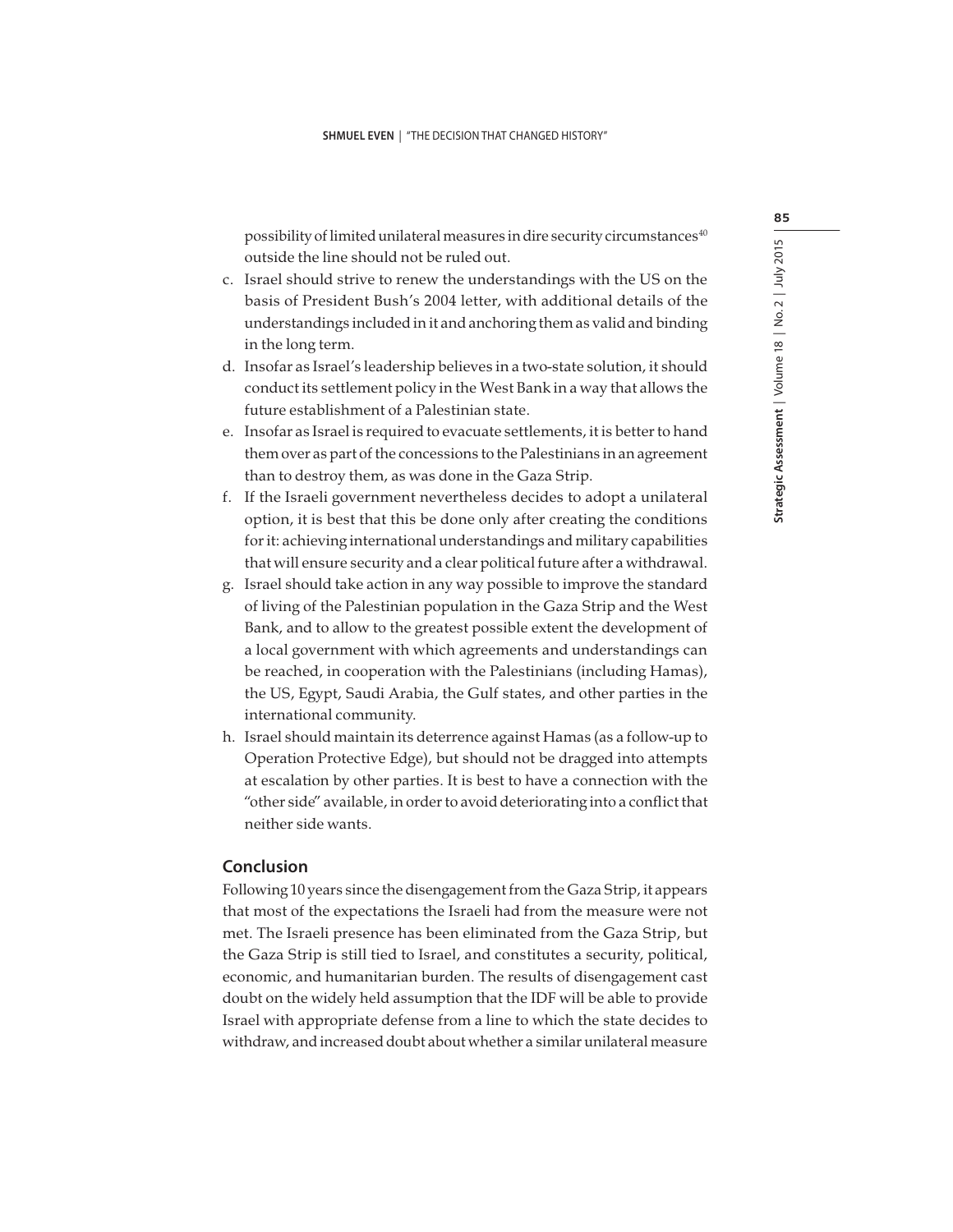possibility of limited unilateral measures in dire security circumstances[40] outside the line should not be ruled out.

c. Israel should strive to renew the understandings with the US on the basis of President Bush's 2004 letter, with additional details of the understandings included in it and anchoring them as valid and binding in the long term.
d. Insofar as Israel's leadership believes in a two-state solution, it should conduct its settlement policy in the West Bank in a way that allows the future establishment of a Palestinian state.
e. Insofar as Israel is required to evacuate settlements, it is better to hand them over as part of the concessions to the Palestinians in an agreement than to destroy them, as was done in the Gaza Strip.
f. If the Israeli government nevertheless decides to adopt a unilateral option, it is best that this be done only after creating the conditions for it: achieving international understandings and military capabilities that will ensure security and a clear political future after a withdrawal.
g. Israel should take action in any way possible to improve the standard of living of the Palestinian population in the Gaza Strip and the West Bank, and to allow to the greatest possible extent the development of a local government with which agreements and understandings can be reached, in cooperation with the Palestinians (including Hamas), the US, Egypt, Saudi Arabia, the Gulf states, and other parties in the international community.
h. Israel should maintain its deterrence against Hamas (as a follow-up to Operation Protective Edge), but should not be dragged into attempts at escalation by other parties. It is best to have a connection with the "other side" available, in order to avoid deteriorating into a conflict that neither side wants.

## Conclusion

Following 10 years since the disengagement from the Gaza Strip, it appears that most of the expectations the Israeli had from the measure were not met. The Israeli presence has been eliminated from the Gaza Strip, but the Gaza Strip is still tied to Israel, and constitutes a security, political, economic, and humanitarian burden. The results of disengagement cast doubt on the widely held assumption that the IDF will be able to provide Israel with appropriate defense from a line to which the state decides to withdraw, and increased doubt about whether a similar unilateral measure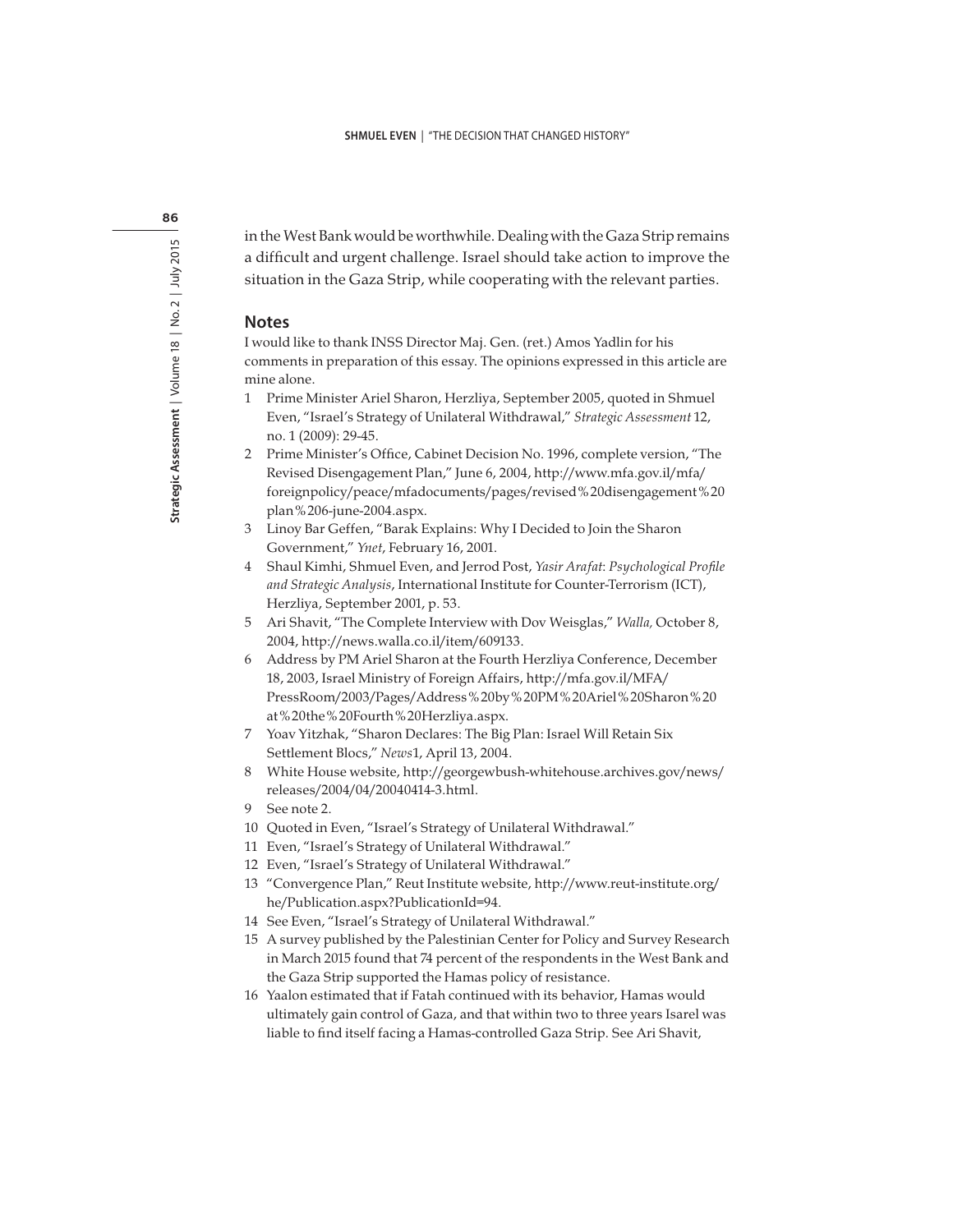in the West Bank would be worthwhile. Dealing with the Gaza Strip remains a difficult and urgent challenge. Israel should take action to improve the situation in the Gaza Strip, while cooperating with the relevant parties.

## Notes

I would like to thank INSS Director Maj. Gen. (ret.) Amos Yadlin for his comments in preparation of this essay. The opinions expressed in this article are mine alone.

1 Prime Minister Ariel Sharon, Herzliya, September 2005, quoted in Shmuel Even, "Israel's Strategy of Unilateral Withdrawal," *Strategic Assessment* 12, no. 1 (2009): 29-45.
2 Prime Minister's Office, Cabinet Decision No. 1996, complete version, "The Revised Disengagement Plan," June 6, 2004, http://www.mfa.gov.il/mfa/foreignpolicy/peace/mfadocuments/pages/revised%20disengagement%20plan%206-june-2004.aspx.
3 Linoy Bar Geffen, "Barak Explains: Why I Decided to Join the Sharon Government," *Ynet*, February 16, 2001.
4 Shaul Kimhi, Shmuel Even, and Jerrod Post, *Yasir Arafat: Psychological Profile and Strategic Analysis*, International Institute for Counter-Terrorism (ICT), Herzliya, September 2001, p. 53.
5 Ari Shavit, "The Complete Interview with Dov Weisglas," *Walla,* October 8, 2004, http://news.walla.co.il/item/609133.
6 Address by PM Ariel Sharon at the Fourth Herzliya Conference, December 18, 2003, Israel Ministry of Foreign Affairs, http://mfa.gov.il/MFA/PressRoom/2003/Pages/Address%20by%20PM%20Ariel%20Sharon%20at%20the%20Fourth%20Herzliya.aspx.
7 Yoav Yitzhak, "Sharon Declares: The Big Plan: Israel Will Retain Six Settlement Blocs," *News*1, April 13, 2004.
8 White House website, http://georgewbush-whitehouse.archives.gov/news/releases/2004/04/20040414-3.html.
9 See note 2.
10 Quoted in Even, "Israel's Strategy of Unilateral Withdrawal."
11 Even, "Israel's Strategy of Unilateral Withdrawal."
12 Even, "Israel's Strategy of Unilateral Withdrawal."
13 "Convergence Plan," Reut Institute website, http://www.reut-institute.org/he/Publication.aspx?PublicationId=94.
14 See Even, "Israel's Strategy of Unilateral Withdrawal."
15 A survey published by the Palestinian Center for Policy and Survey Research in March 2015 found that 74 percent of the respondents in the West Bank and the Gaza Strip supported the Hamas policy of resistance.
16 Yaalon estimated that if Fatah continued with its behavior, Hamas would ultimately gain control of Gaza, and that within two to three years Isarel was liable to find itself facing a Hamas-controlled Gaza Strip. See Ari Shavit,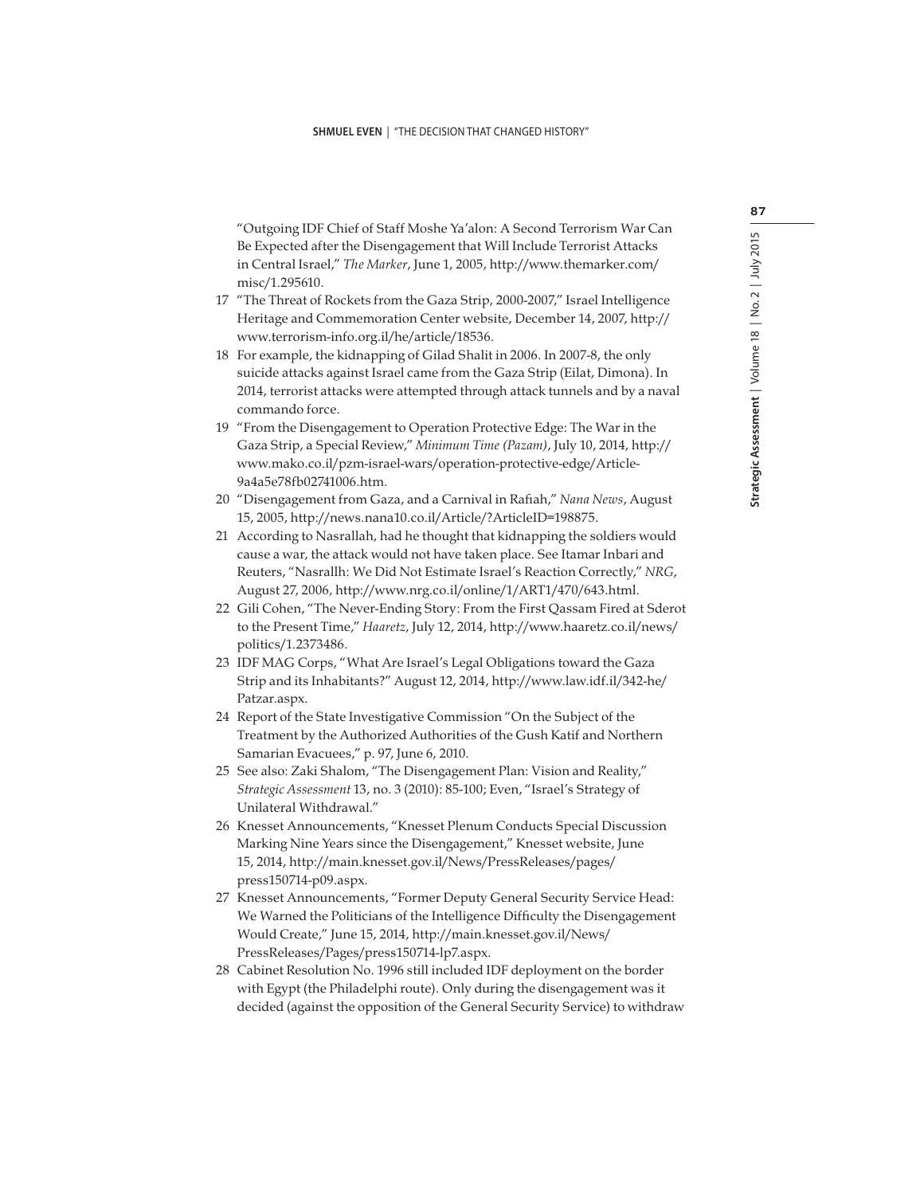"Outgoing IDF Chief of Staff Moshe Ya'alon: A Second Terrorism War Can Be Expected after the Disengagement that Will Include Terrorist Attacks in Central Israel," *The Marker*, June 1, 2005, http://www.themarker.com/misc/1.295610.

17 "The Threat of Rockets from the Gaza Strip, 2000-2007," Israel Intelligence Heritage and Commemoration Center website, December 14, 2007, http://www.terrorism-info.org.il/he/article/18536.

18 For example, the kidnapping of Gilad Shalit in 2006. In 2007-8, the only suicide attacks against Israel came from the Gaza Strip (Eilat, Dimona). In 2014, terrorist attacks were attempted through attack tunnels and by a naval commando force.

19 "From the Disengagement to Operation Protective Edge: The War in the Gaza Strip, a Special Review," *Minimum Time (Pazam)*, July 10, 2014, http://www.mako.co.il/pzm-israel-wars/operation-protective-edge/Article-9a4a5e78fb02741006.htm.

20 "Disengagement from Gaza, and a Carnival in Rafiah," *Nana News*, August 15, 2005, http://news.nana10.co.il/Article/?ArticleID=198875.

21 According to Nasrallah, had he thought that kidnapping the soldiers would cause a war, the attack would not have taken place. See Itamar Inbari and Reuters, "Nasrallh: We Did Not Estimate Israel's Reaction Correctly," *NRG*, August 27, 2006, http://www.nrg.co.il/online/1/ART1/470/643.html.

22 Gili Cohen, "The Never-Ending Story: From the First Qassam Fired at Sderot to the Present Time," *Haaretz*, July 12, 2014, http://www.haaretz.co.il/news/politics/1.2373486.

23 IDF MAG Corps, "What Are Israel's Legal Obligations toward the Gaza Strip and its Inhabitants?" August 12, 2014, http://www.law.idf.il/342-he/Patzar.aspx.

24 Report of the State Investigative Commission "On the Subject of the Treatment by the Authorized Authorities of the Gush Katif and Northern Samarian Evacuees," p. 97, June 6, 2010.

25 See also: Zaki Shalom, "The Disengagement Plan: Vision and Reality," *Strategic Assessment* 13, no. 3 (2010): 85-100; Even, "Israel's Strategy of Unilateral Withdrawal."

26 Knesset Announcements, "Knesset Plenum Conducts Special Discussion Marking Nine Years since the Disengagement," Knesset website, June 15, 2014, http://main.knesset.gov.il/News/PressReleases/pages/press150714-p09.aspx.

27 Knesset Announcements, "Former Deputy General Security Service Head: We Warned the Politicians of the Intelligence Difficulty the Disengagement Would Create," June 15, 2014, http://main.knesset.gov.il/News/PressReleases/Pages/press150714-lp7.aspx.

28 Cabinet Resolution No. 1996 still included IDF deployment on the border with Egypt (the Philadelphi route). Only during the disengagement was it decided (against the opposition of the General Security Service) to withdraw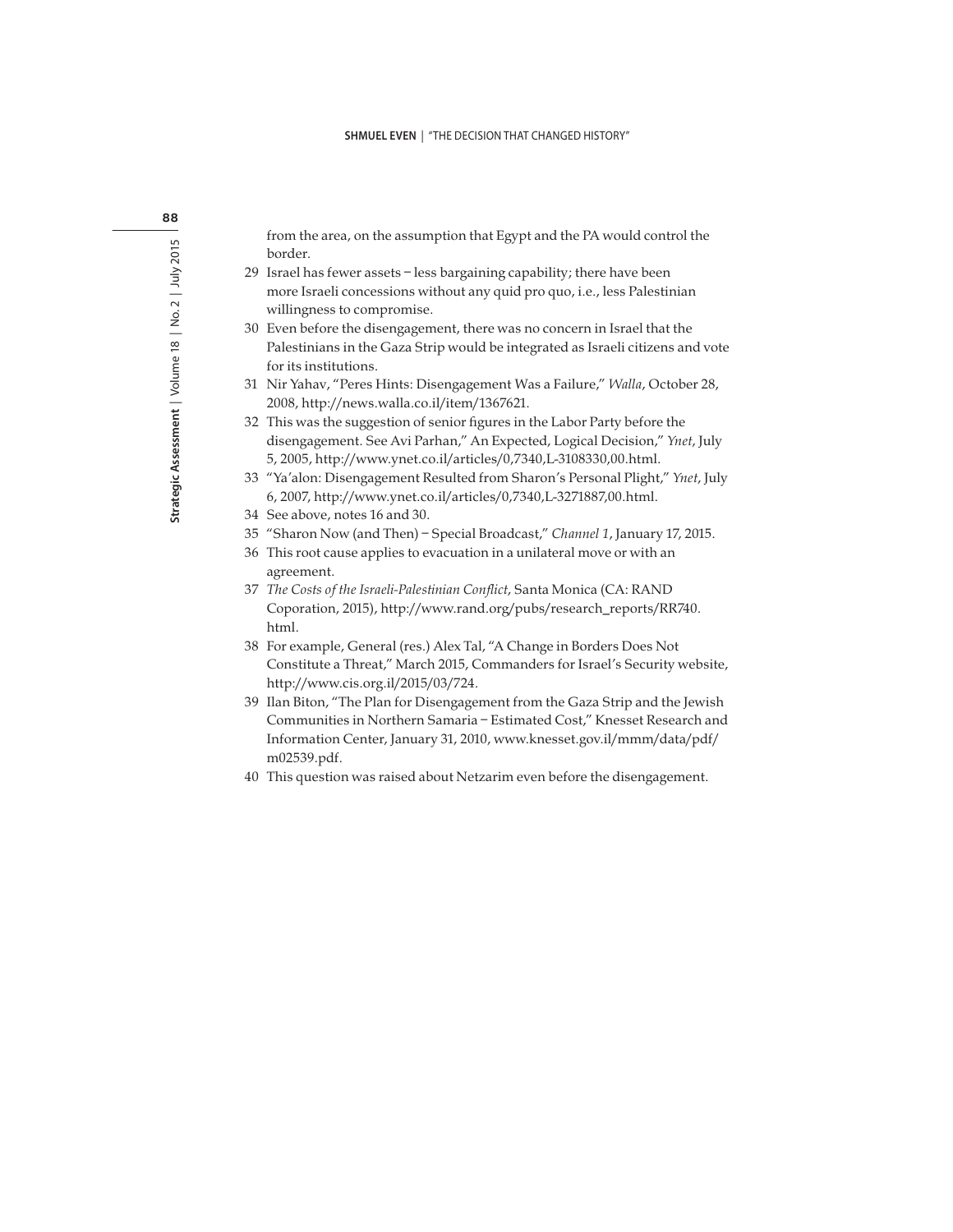from the area, on the assumption that Egypt and the PA would control the border.

29 Israel has fewer assets – less bargaining capability; there have been more Israeli concessions without any quid pro quo, i.e., less Palestinian willingness to compromise.

30 Even before the disengagement, there was no concern in Israel that the Palestinians in the Gaza Strip would be integrated as Israeli citizens and vote for its institutions.

31 Nir Yahav, "Peres Hints: Disengagement Was a Failure," *Walla*, October 28, 2008, http://news.walla.co.il/item/1367621.

32 This was the suggestion of senior figures in the Labor Party before the disengagement. See Avi Parhan," An Expected, Logical Decision," *Ynet*, July 5, 2005, http://www.ynet.co.il/articles/0,7340,L-3108330,00.html.

33 "Ya'alon: Disengagement Resulted from Sharon's Personal Plight," *Ynet*, July 6, 2007, http://www.ynet.co.il/articles/0,7340,L-3271887,00.html.

34 See above, notes 16 and 30.

35 "Sharon Now (and Then) – Special Broadcast," *Channel 1*, January 17, 2015.

36 This root cause applies to evacuation in a unilateral move or with an agreement.

37 *The Costs of the Israeli-Palestinian Conflict*, Santa Monica (CA: RAND Coporation, 2015), http://www.rand.org/pubs/research_reports/RR740.html.

38 For example, General (res.) Alex Tal, "A Change in Borders Does Not Constitute a Threat," March 2015, Commanders for Israel's Security website, http://www.cis.org.il/2015/03/724.

39 Ilan Biton, "The Plan for Disengagement from the Gaza Strip and the Jewish Communities in Northern Samaria – Estimated Cost," Knesset Research and Information Center, January 31, 2010, www.knesset.gov.il/mmm/data/pdf/m02539.pdf.

40 This question was raised about Netzarim even before the disengagement.